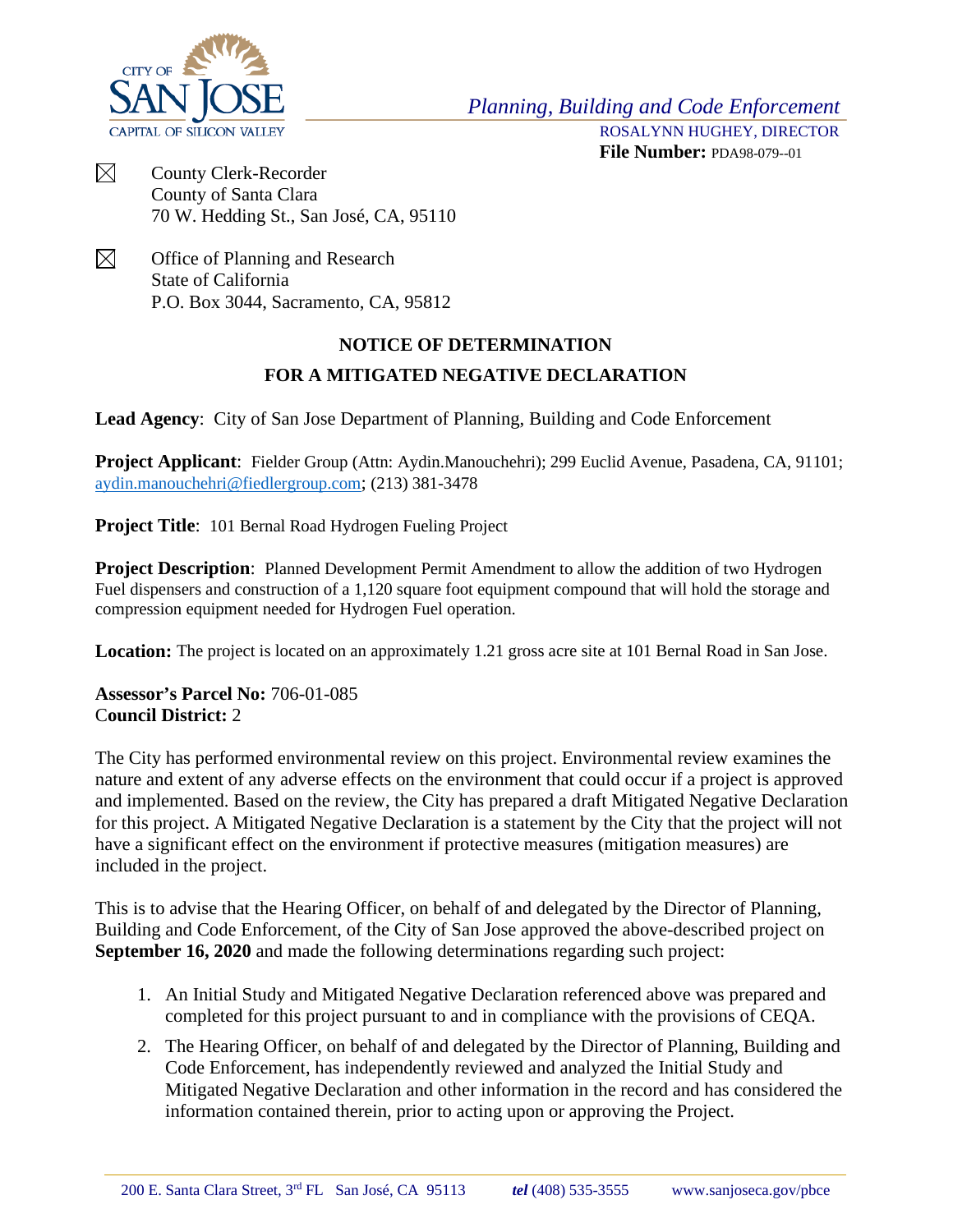CITY OF SAN JOSE
CAPITAL OF SILICON VALLEY

*Planning, Building and Code Enforcement*
ROSALYNN HUGHEY, DIRECTOR
**File Number:** PDA98-079--01

☒ County Clerk-Recorder
County of Santa Clara
70 W. Hedding St., San José, CA, 95110

☒ Office of Planning and Research
State of California
P.O. Box 3044, Sacramento, CA, 95812

## NOTICE OF DETERMINATION
## FOR A MITIGATED NEGATIVE DECLARATION

**Lead Agency**: City of San Jose Department of Planning, Building and Code Enforcement

**Project Applicant**: Fielder Group (Attn: Aydin.Manouchehri); 299 Euclid Avenue, Pasadena, CA, 91101; aydin.manouchehri@fiedlergroup.com; (213) 381-3478

**Project Title**: 101 Bernal Road Hydrogen Fueling Project

**Project Description**: Planned Development Permit Amendment to allow the addition of two Hydrogen Fuel dispensers and construction of a 1,120 square foot equipment compound that will hold the storage and compression equipment needed for Hydrogen Fuel operation.

**Location:** The project is located on an approximately 1.21 gross acre site at 101 Bernal Road in San Jose.

**Assessor's Parcel No:** 706-01-085
**Council District:** 2

The City has performed environmental review on this project. Environmental review examines the nature and extent of any adverse effects on the environment that could occur if a project is approved and implemented. Based on the review, the City has prepared a draft Mitigated Negative Declaration for this project. A Mitigated Negative Declaration is a statement by the City that the project will not have a significant effect on the environment if protective measures (mitigation measures) are included in the project.

This is to advise that the Hearing Officer, on behalf of and delegated by the Director of Planning, Building and Code Enforcement, of the City of San Jose approved the above-described project on **September 16, 2020** and made the following determinations regarding such project:

1. An Initial Study and Mitigated Negative Declaration referenced above was prepared and completed for this project pursuant to and in compliance with the provisions of CEQA.
2. The Hearing Officer, on behalf of and delegated by the Director of Planning, Building and Code Enforcement, has independently reviewed and analyzed the Initial Study and Mitigated Negative Declaration and other information in the record and has considered the information contained therein, prior to acting upon or approving the Project.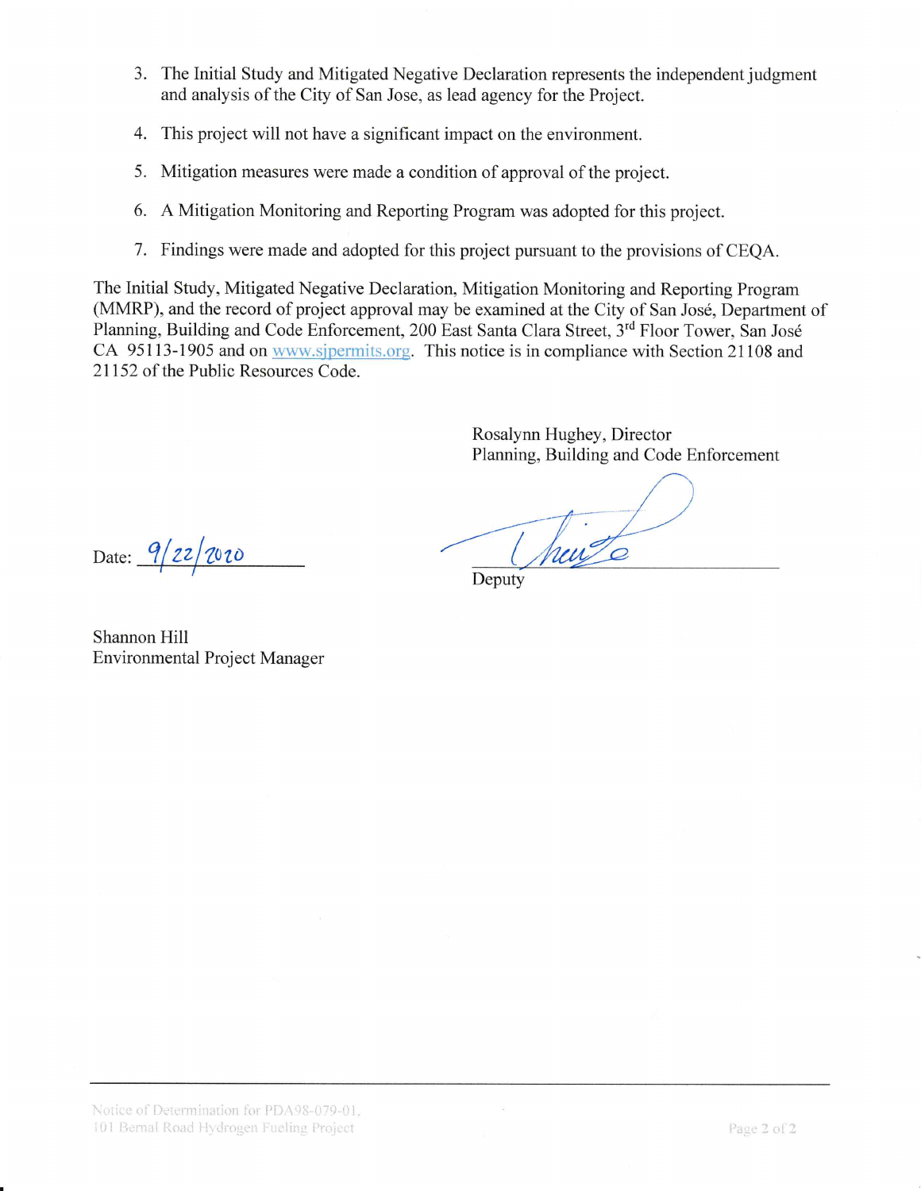3. The Initial Study and Mitigated Negative Declaration represents the independent judgment and analysis of the City of San Jose, as lead agency for the Project.

4. This project will not have a significant impact on the environment.

5. Mitigation measures were made a condition of approval of the project.

6. A Mitigation Monitoring and Reporting Program was adopted for this project.

7. Findings were made and adopted for this project pursuant to the provisions of CEQA.

The Initial Study, Mitigated Negative Declaration, Mitigation Monitoring and Reporting Program (MMRP), and the record of project approval may be examined at the City of San José, Department of Planning, Building and Code Enforcement, 200 East Santa Clara Street, 3rd Floor Tower, San José CA 95113-1905 and on www.sjpermits.org. This notice is in compliance with Section 21108 and 21152 of the Public Resources Code.

Rosalynn Hughey, Director
Planning, Building and Code Enforcement

Date: 9/22/2020

Deputy

Shannon Hill
Environmental Project Manager